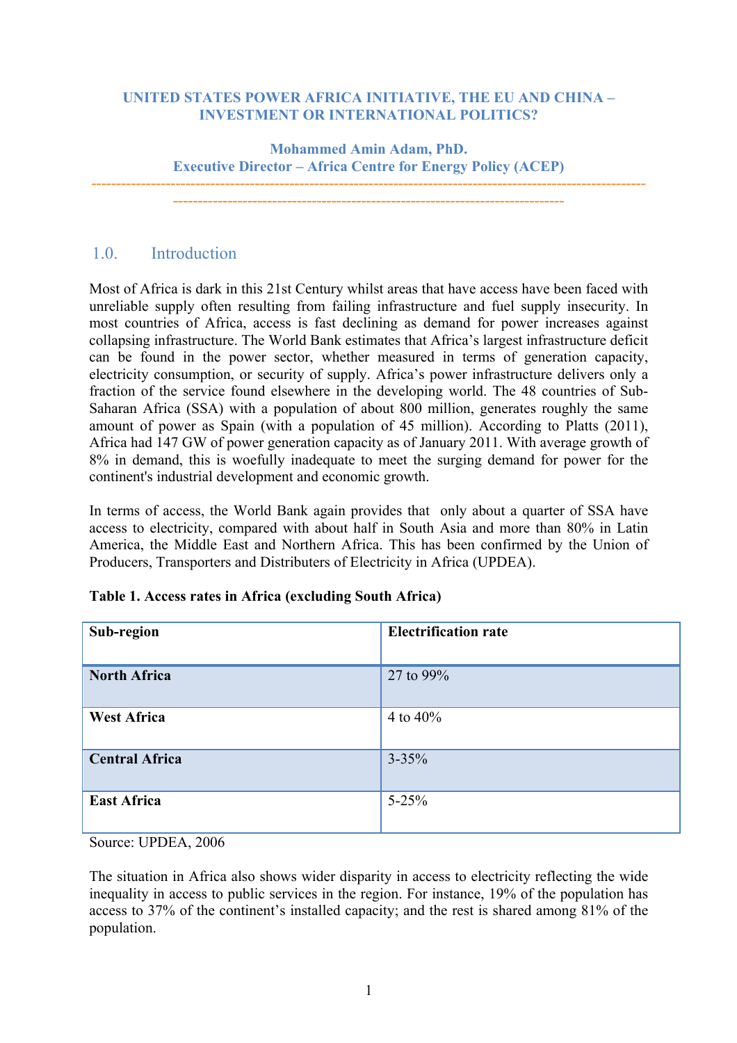# UNITED STATES POWER AFRICA INITIATIVE, THE EU AND CHINA – INVESTMENT OR INTERNATIONAL POLITICS?

**Mohammed Amin Adam, PhD.**
**Executive Director – Africa Centre for Energy Policy (ACEP)**

## 1.0. Introduction

Most of Africa is dark in this 21st Century whilst areas that have access have been faced with unreliable supply often resulting from failing infrastructure and fuel supply insecurity. In most countries of Africa, access is fast declining as demand for power increases against collapsing infrastructure. The World Bank estimates that Africa's largest infrastructure deficit can be found in the power sector, whether measured in terms of generation capacity, electricity consumption, or security of supply. Africa's power infrastructure delivers only a fraction of the service found elsewhere in the developing world. The 48 countries of Sub-Saharan Africa (SSA) with a population of about 800 million, generates roughly the same amount of power as Spain (with a population of 45 million). According to Platts (2011), Africa had 147 GW of power generation capacity as of January 2011. With average growth of 8% in demand, this is woefully inadequate to meet the surging demand for power for the continent's industrial development and economic growth.

In terms of access, the World Bank again provides that only about a quarter of SSA have access to electricity, compared with about half in South Asia and more than 80% in Latin America, the Middle East and Northern Africa. This has been confirmed by the Union of Producers, Transporters and Distributers of Electricity in Africa (UPDEA).

**Table 1. Access rates in Africa (excluding South Africa)**

| Sub-region | Electrification rate |
|---|---|
| **North Africa** | 27 to 99% |
| **West Africa** | 4 to 40% |
| **Central Africa** | 3-35% |
| **East Africa** | 5-25% |

Source: UPDEA, 2006

The situation in Africa also shows wider disparity in access to electricity reflecting the wide inequality in access to public services in the region. For instance, 19% of the population has access to 37% of the continent's installed capacity; and the rest is shared among 81% of the population.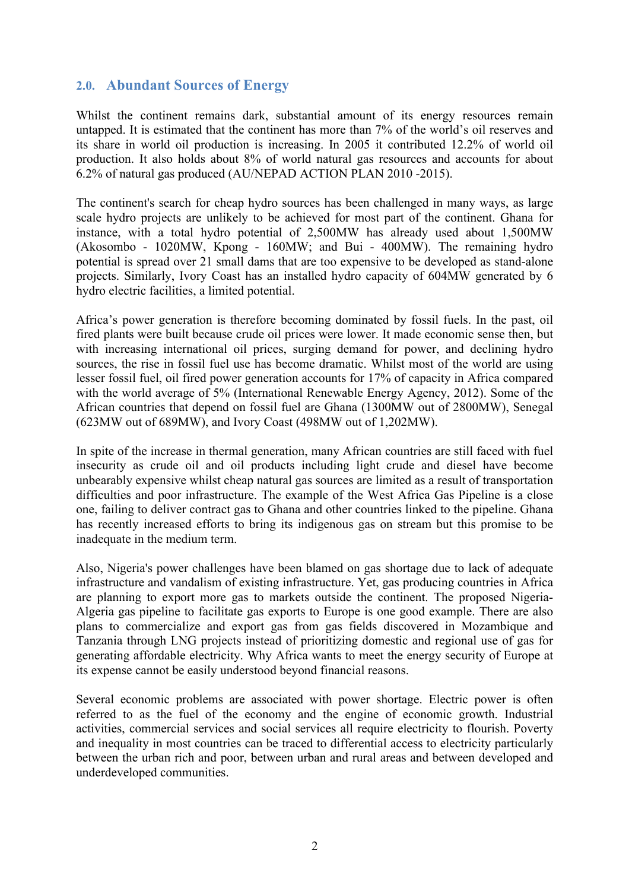## 2.0. Abundant Sources of Energy

Whilst the continent remains dark, substantial amount of its energy resources remain untapped. It is estimated that the continent has more than 7% of the world's oil reserves and its share in world oil production is increasing. In 2005 it contributed 12.2% of world oil production. It also holds about 8% of world natural gas resources and accounts for about 6.2% of natural gas produced (AU/NEPAD ACTION PLAN 2010 -2015).

The continent's search for cheap hydro sources has been challenged in many ways, as large scale hydro projects are unlikely to be achieved for most part of the continent. Ghana for instance, with a total hydro potential of 2,500MW has already used about 1,500MW (Akosombo - 1020MW, Kpong - 160MW; and Bui - 400MW). The remaining hydro potential is spread over 21 small dams that are too expensive to be developed as stand-alone projects. Similarly, Ivory Coast has an installed hydro capacity of 604MW generated by 6 hydro electric facilities, a limited potential.

Africa's power generation is therefore becoming dominated by fossil fuels. In the past, oil fired plants were built because crude oil prices were lower. It made economic sense then, but with increasing international oil prices, surging demand for power, and declining hydro sources, the rise in fossil fuel use has become dramatic. Whilst most of the world are using lesser fossil fuel, oil fired power generation accounts for 17% of capacity in Africa compared with the world average of 5% (International Renewable Energy Agency, 2012). Some of the African countries that depend on fossil fuel are Ghana (1300MW out of 2800MW), Senegal (623MW out of 689MW), and Ivory Coast (498MW out of 1,202MW).

In spite of the increase in thermal generation, many African countries are still faced with fuel insecurity as crude oil and oil products including light crude and diesel have become unbearably expensive whilst cheap natural gas sources are limited as a result of transportation difficulties and poor infrastructure. The example of the West Africa Gas Pipeline is a close one, failing to deliver contract gas to Ghana and other countries linked to the pipeline. Ghana has recently increased efforts to bring its indigenous gas on stream but this promise to be inadequate in the medium term.

Also, Nigeria's power challenges have been blamed on gas shortage due to lack of adequate infrastructure and vandalism of existing infrastructure. Yet, gas producing countries in Africa are planning to export more gas to markets outside the continent. The proposed Nigeria-Algeria gas pipeline to facilitate gas exports to Europe is one good example. There are also plans to commercialize and export gas from gas fields discovered in Mozambique and Tanzania through LNG projects instead of prioritizing domestic and regional use of gas for generating affordable electricity. Why Africa wants to meet the energy security of Europe at its expense cannot be easily understood beyond financial reasons.

Several economic problems are associated with power shortage. Electric power is often referred to as the fuel of the economy and the engine of economic growth. Industrial activities, commercial services and social services all require electricity to flourish. Poverty and inequality in most countries can be traced to differential access to electricity particularly between the urban rich and poor, between urban and rural areas and between developed and underdeveloped communities.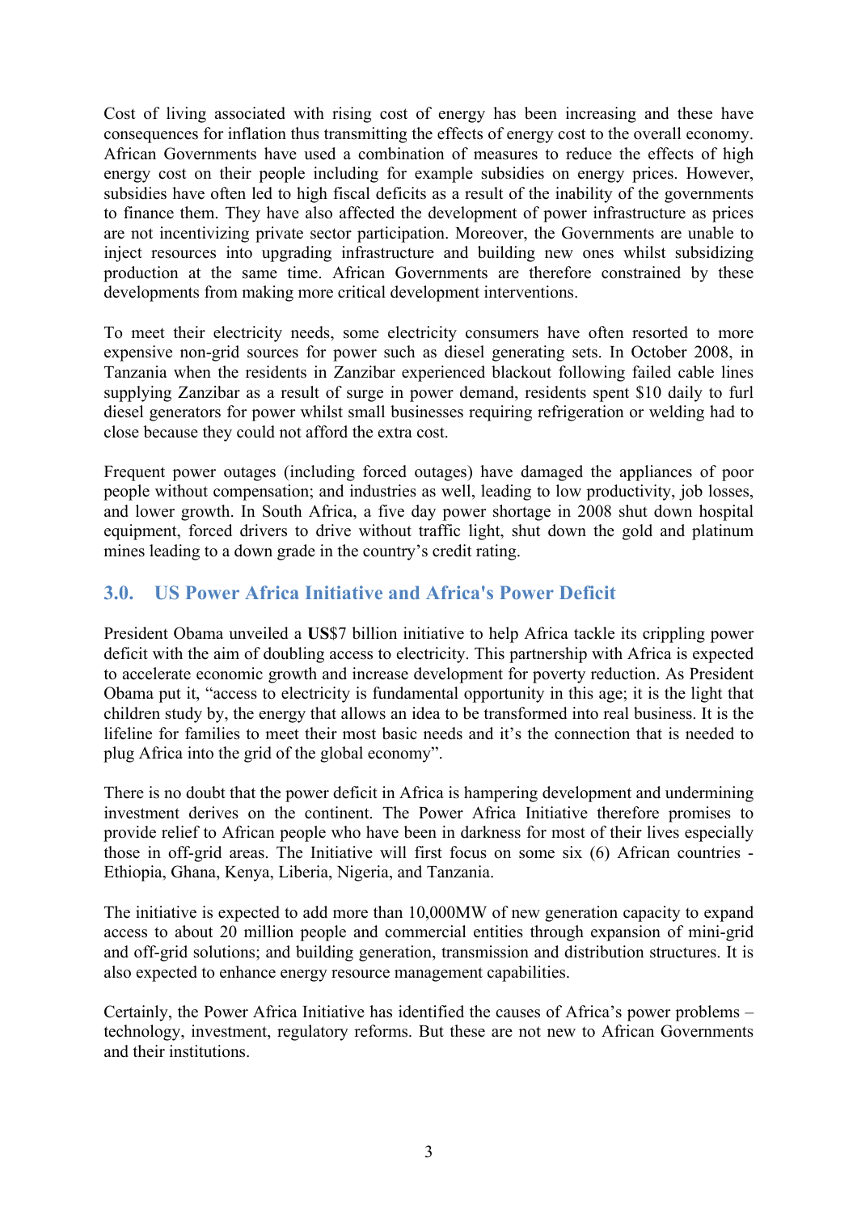Cost of living associated with rising cost of energy has been increasing and these have consequences for inflation thus transmitting the effects of energy cost to the overall economy. African Governments have used a combination of measures to reduce the effects of high energy cost on their people including for example subsidies on energy prices. However, subsidies have often led to high fiscal deficits as a result of the inability of the governments to finance them. They have also affected the development of power infrastructure as prices are not incentivizing private sector participation. Moreover, the Governments are unable to inject resources into upgrading infrastructure and building new ones whilst subsidizing production at the same time. African Governments are therefore constrained by these developments from making more critical development interventions.

To meet their electricity needs, some electricity consumers have often resorted to more expensive non-grid sources for power such as diesel generating sets. In October 2008, in Tanzania when the residents in Zanzibar experienced blackout following failed cable lines supplying Zanzibar as a result of surge in power demand, residents spent $10 daily to furl diesel generators for power whilst small businesses requiring refrigeration or welding had to close because they could not afford the extra cost.

Frequent power outages (including forced outages) have damaged the appliances of poor people without compensation; and industries as well, leading to low productivity, job losses, and lower growth. In South Africa, a five day power shortage in 2008 shut down hospital equipment, forced drivers to drive without traffic light, shut down the gold and platinum mines leading to a down grade in the country's credit rating.

## 3.0. US Power Africa Initiative and Africa's Power Deficit

President Obama unveiled a **US**$7 billion initiative to help Africa tackle its crippling power deficit with the aim of doubling access to electricity. This partnership with Africa is expected to accelerate economic growth and increase development for poverty reduction. As President Obama put it, "access to electricity is fundamental opportunity in this age; it is the light that children study by, the energy that allows an idea to be transformed into real business. It is the lifeline for families to meet their most basic needs and it's the connection that is needed to plug Africa into the grid of the global economy".

There is no doubt that the power deficit in Africa is hampering development and undermining investment derives on the continent. The Power Africa Initiative therefore promises to provide relief to African people who have been in darkness for most of their lives especially those in off-grid areas. The Initiative will first focus on some six (6) African countries - Ethiopia, Ghana, Kenya, Liberia, Nigeria, and Tanzania.

The initiative is expected to add more than 10,000MW of new generation capacity to expand access to about 20 million people and commercial entities through expansion of mini-grid and off-grid solutions; and building generation, transmission and distribution structures. It is also expected to enhance energy resource management capabilities.

Certainly, the Power Africa Initiative has identified the causes of Africa's power problems – technology, investment, regulatory reforms. But these are not new to African Governments and their institutions.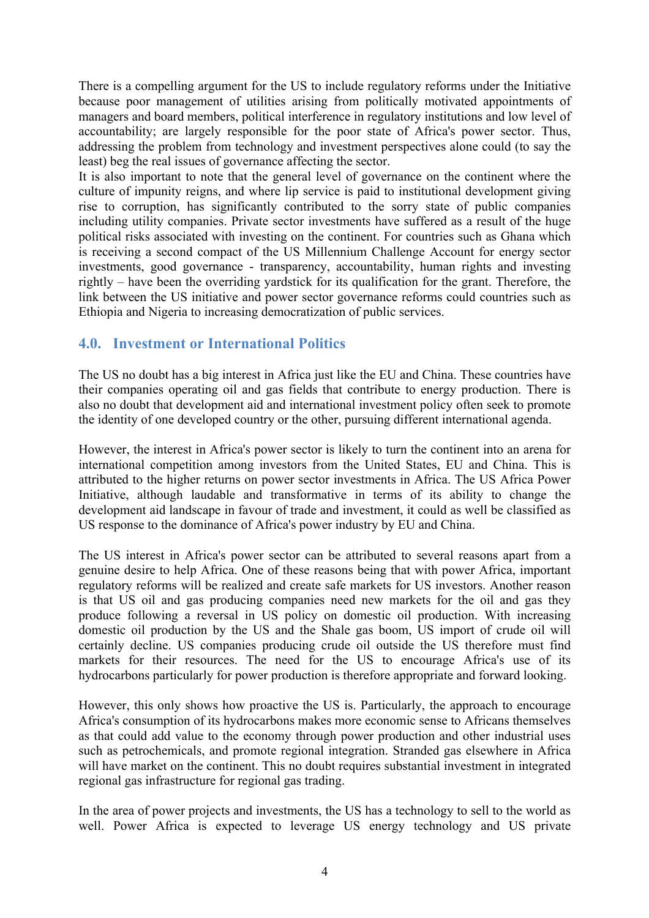There is a compelling argument for the US to include regulatory reforms under the Initiative because poor management of utilities arising from politically motivated appointments of managers and board members, political interference in regulatory institutions and low level of accountability; are largely responsible for the poor state of Africa's power sector. Thus, addressing the problem from technology and investment perspectives alone could (to say the least) beg the real issues of governance affecting the sector.

It is also important to note that the general level of governance on the continent where the culture of impunity reigns, and where lip service is paid to institutional development giving rise to corruption, has significantly contributed to the sorry state of public companies including utility companies. Private sector investments have suffered as a result of the huge political risks associated with investing on the continent. For countries such as Ghana which is receiving a second compact of the US Millennium Challenge Account for energy sector investments, good governance - transparency, accountability, human rights and investing rightly – have been the overriding yardstick for its qualification for the grant. Therefore, the link between the US initiative and power sector governance reforms could countries such as Ethiopia and Nigeria to increasing democratization of public services.

## 4.0. Investment or International Politics

The US no doubt has a big interest in Africa just like the EU and China. These countries have their companies operating oil and gas fields that contribute to energy production. There is also no doubt that development aid and international investment policy often seek to promote the identity of one developed country or the other, pursuing different international agenda.

However, the interest in Africa's power sector is likely to turn the continent into an arena for international competition among investors from the United States, EU and China. This is attributed to the higher returns on power sector investments in Africa. The US Africa Power Initiative, although laudable and transformative in terms of its ability to change the development aid landscape in favour of trade and investment, it could as well be classified as US response to the dominance of Africa's power industry by EU and China.

The US interest in Africa's power sector can be attributed to several reasons apart from a genuine desire to help Africa. One of these reasons being that with power Africa, important regulatory reforms will be realized and create safe markets for US investors. Another reason is that US oil and gas producing companies need new markets for the oil and gas they produce following a reversal in US policy on domestic oil production. With increasing domestic oil production by the US and the Shale gas boom, US import of crude oil will certainly decline. US companies producing crude oil outside the US therefore must find markets for their resources. The need for the US to encourage Africa's use of its hydrocarbons particularly for power production is therefore appropriate and forward looking.

However, this only shows how proactive the US is. Particularly, the approach to encourage Africa's consumption of its hydrocarbons makes more economic sense to Africans themselves as that could add value to the economy through power production and other industrial uses such as petrochemicals, and promote regional integration. Stranded gas elsewhere in Africa will have market on the continent. This no doubt requires substantial investment in integrated regional gas infrastructure for regional gas trading.

In the area of power projects and investments, the US has a technology to sell to the world as well. Power Africa is expected to leverage US energy technology and US private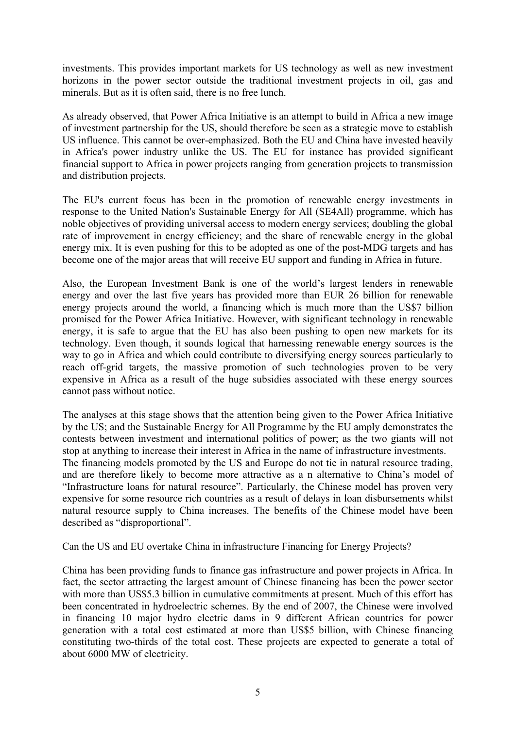investments. This provides important markets for US technology as well as new investment horizons in the power sector outside the traditional investment projects in oil, gas and minerals. But as it is often said, there is no free lunch.

As already observed, that Power Africa Initiative is an attempt to build in Africa a new image of investment partnership for the US, should therefore be seen as a strategic move to establish US influence. This cannot be over-emphasized. Both the EU and China have invested heavily in Africa's power industry unlike the US. The EU for instance has provided significant financial support to Africa in power projects ranging from generation projects to transmission and distribution projects.

The EU's current focus has been in the promotion of renewable energy investments in response to the United Nation's Sustainable Energy for All (SE4All) programme, which has noble objectives of providing universal access to modern energy services; doubling the global rate of improvement in energy efficiency; and the share of renewable energy in the global energy mix. It is even pushing for this to be adopted as one of the post-MDG targets and has become one of the major areas that will receive EU support and funding in Africa in future.

Also, the European Investment Bank is one of the world's largest lenders in renewable energy and over the last five years has provided more than EUR 26 billion for renewable energy projects around the world, a financing which is much more than the US$7 billion promised for the Power Africa Initiative. However, with significant technology in renewable energy, it is safe to argue that the EU has also been pushing to open new markets for its technology. Even though, it sounds logical that harnessing renewable energy sources is the way to go in Africa and which could contribute to diversifying energy sources particularly to reach off-grid targets, the massive promotion of such technologies proven to be very expensive in Africa as a result of the huge subsidies associated with these energy sources cannot pass without notice.

The analyses at this stage shows that the attention being given to the Power Africa Initiative by the US; and the Sustainable Energy for All Programme by the EU amply demonstrates the contests between investment and international politics of power; as the two giants will not stop at anything to increase their interest in Africa in the name of infrastructure investments. The financing models promoted by the US and Europe do not tie in natural resource trading, and are therefore likely to become more attractive as a n alternative to China's model of "Infrastructure loans for natural resource". Particularly, the Chinese model has proven very expensive for some resource rich countries as a result of delays in loan disbursements whilst natural resource supply to China increases. The benefits of the Chinese model have been described as "disproportional".

Can the US and EU overtake China in infrastructure Financing for Energy Projects?

China has been providing funds to finance gas infrastructure and power projects in Africa. In fact, the sector attracting the largest amount of Chinese financing has been the power sector with more than US$5.3 billion in cumulative commitments at present. Much of this effort has been concentrated in hydroelectric schemes. By the end of 2007, the Chinese were involved in financing 10 major hydro electric dams in 9 different African countries for power generation with a total cost estimated at more than US$5 billion, with Chinese financing constituting two-thirds of the total cost. These projects are expected to generate a total of about 6000 MW of electricity.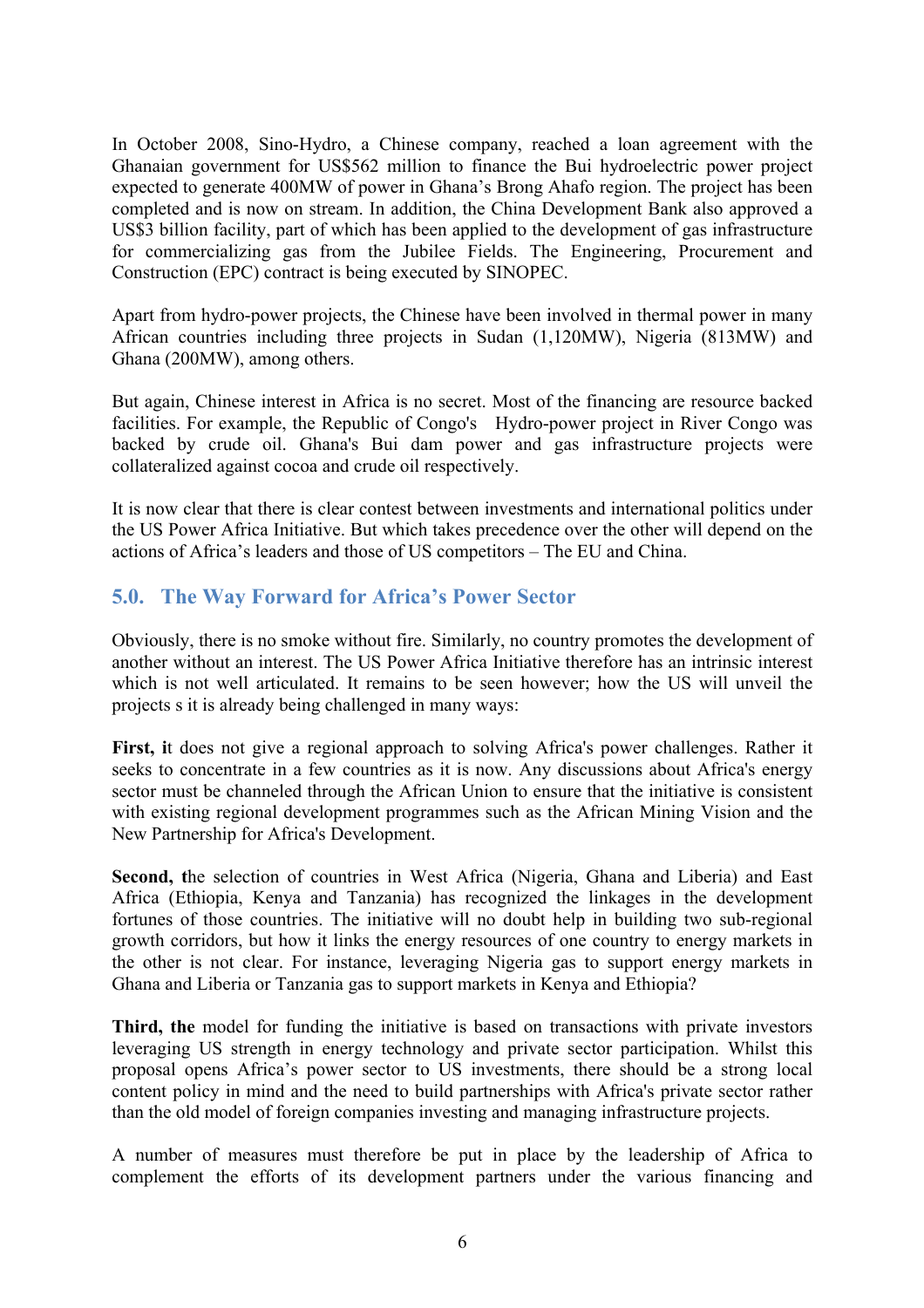In October 2008, Sino-Hydro, a Chinese company, reached a loan agreement with the Ghanaian government for US$562 million to finance the Bui hydroelectric power project expected to generate 400MW of power in Ghana's Brong Ahafo region. The project has been completed and is now on stream. In addition, the China Development Bank also approved a US$3 billion facility, part of which has been applied to the development of gas infrastructure for commercializing gas from the Jubilee Fields. The Engineering, Procurement and Construction (EPC) contract is being executed by SINOPEC.

Apart from hydro-power projects, the Chinese have been involved in thermal power in many African countries including three projects in Sudan (1,120MW), Nigeria (813MW) and Ghana (200MW), among others.

But again, Chinese interest in Africa is no secret. Most of the financing are resource backed facilities. For example, the Republic of Congo's Hydro-power project in River Congo was backed by crude oil. Ghana's Bui dam power and gas infrastructure projects were collateralized against cocoa and crude oil respectively.

It is now clear that there is clear contest between investments and international politics under the US Power Africa Initiative. But which takes precedence over the other will depend on the actions of Africa's leaders and those of US competitors – The EU and China.

## 5.0. The Way Forward for Africa's Power Sector

Obviously, there is no smoke without fire. Similarly, no country promotes the development of another without an interest. The US Power Africa Initiative therefore has an intrinsic interest which is not well articulated. It remains to be seen however; how the US will unveil the projects s it is already being challenged in many ways:

**First, i**t does not give a regional approach to solving Africa's power challenges. Rather it seeks to concentrate in a few countries as it is now. Any discussions about Africa's energy sector must be channeled through the African Union to ensure that the initiative is consistent with existing regional development programmes such as the African Mining Vision and the New Partnership for Africa's Development.

**Second, t**he selection of countries in West Africa (Nigeria, Ghana and Liberia) and East Africa (Ethiopia, Kenya and Tanzania) has recognized the linkages in the development fortunes of those countries. The initiative will no doubt help in building two sub-regional growth corridors, but how it links the energy resources of one country to energy markets in the other is not clear. For instance, leveraging Nigeria gas to support energy markets in Ghana and Liberia or Tanzania gas to support markets in Kenya and Ethiopia?

**Third, the** model for funding the initiative is based on transactions with private investors leveraging US strength in energy technology and private sector participation. Whilst this proposal opens Africa's power sector to US investments, there should be a strong local content policy in mind and the need to build partnerships with Africa's private sector rather than the old model of foreign companies investing and managing infrastructure projects.

A number of measures must therefore be put in place by the leadership of Africa to complement the efforts of its development partners under the various financing and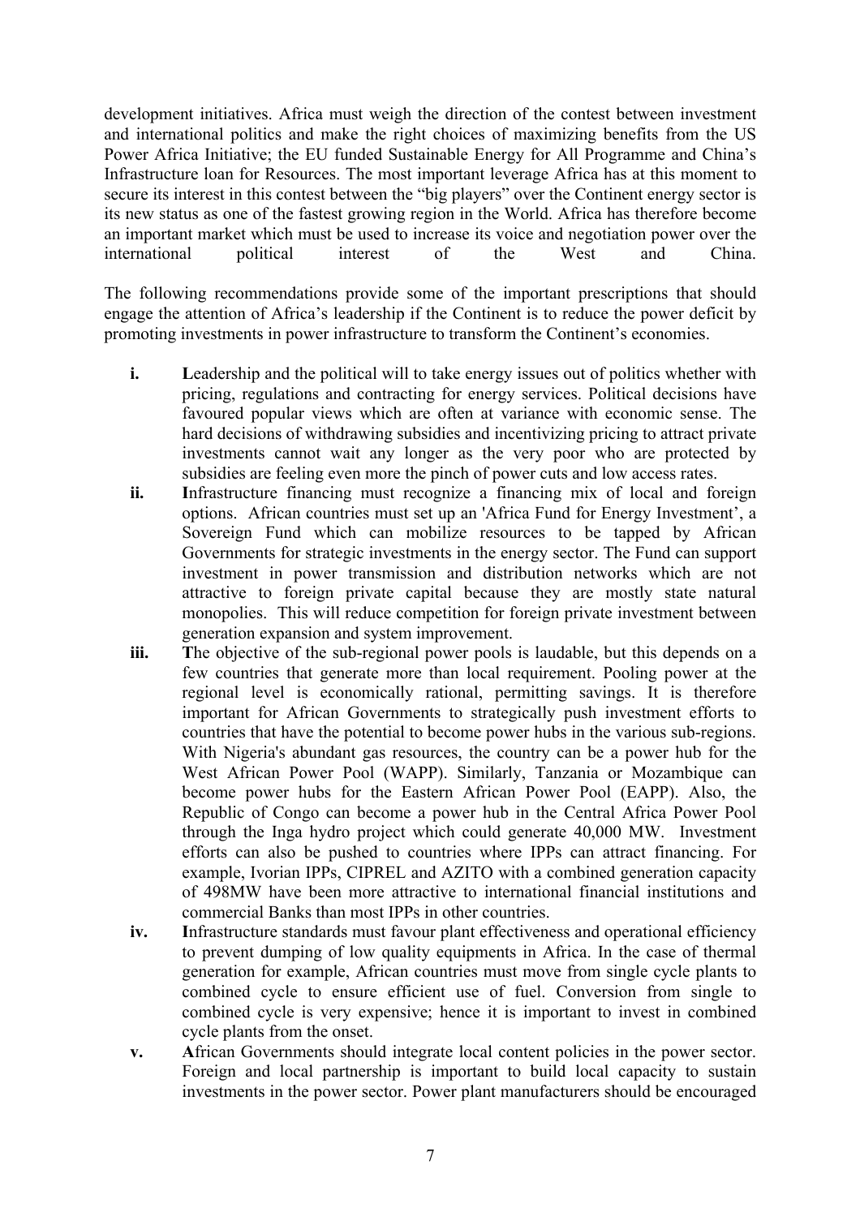development initiatives. Africa must weigh the direction of the contest between investment and international politics and make the right choices of maximizing benefits from the US Power Africa Initiative; the EU funded Sustainable Energy for All Programme and China's Infrastructure loan for Resources. The most important leverage Africa has at this moment to secure its interest in this contest between the "big players" over the Continent energy sector is its new status as one of the fastest growing region in the World. Africa has therefore become an important market which must be used to increase its voice and negotiation power over the international political interest of the West and China.

The following recommendations provide some of the important prescriptions that should engage the attention of Africa's leadership if the Continent is to reduce the power deficit by promoting investments in power infrastructure to transform the Continent's economies.

- **i.** **L**eadership and the political will to take energy issues out of politics whether with pricing, regulations and contracting for energy services. Political decisions have favoured popular views which are often at variance with economic sense. The hard decisions of withdrawing subsidies and incentivizing pricing to attract private investments cannot wait any longer as the very poor who are protected by subsidies are feeling even more the pinch of power cuts and low access rates.
- **ii.** **I**nfrastructure financing must recognize a financing mix of local and foreign options. African countries must set up an 'Africa Fund for Energy Investment', a Sovereign Fund which can mobilize resources to be tapped by African Governments for strategic investments in the energy sector. The Fund can support investment in power transmission and distribution networks which are not attractive to foreign private capital because they are mostly state natural monopolies. This will reduce competition for foreign private investment between generation expansion and system improvement.
- **iii.** **T**he objective of the sub-regional power pools is laudable, but this depends on a few countries that generate more than local requirement. Pooling power at the regional level is economically rational, permitting savings. It is therefore important for African Governments to strategically push investment efforts to countries that have the potential to become power hubs in the various sub-regions. With Nigeria's abundant gas resources, the country can be a power hub for the West African Power Pool (WAPP). Similarly, Tanzania or Mozambique can become power hubs for the Eastern African Power Pool (EAPP). Also, the Republic of Congo can become a power hub in the Central Africa Power Pool through the Inga hydro project which could generate 40,000 MW. Investment efforts can also be pushed to countries where IPPs can attract financing. For example, Ivorian IPPs, CIPREL and AZITO with a combined generation capacity of 498MW have been more attractive to international financial institutions and commercial Banks than most IPPs in other countries.
- **iv.** **I**nfrastructure standards must favour plant effectiveness and operational efficiency to prevent dumping of low quality equipments in Africa. In the case of thermal generation for example, African countries must move from single cycle plants to combined cycle to ensure efficient use of fuel. Conversion from single to combined cycle is very expensive; hence it is important to invest in combined cycle plants from the onset.
- **v.** **A**frican Governments should integrate local content policies in the power sector. Foreign and local partnership is important to build local capacity to sustain investments in the power sector. Power plant manufacturers should be encouraged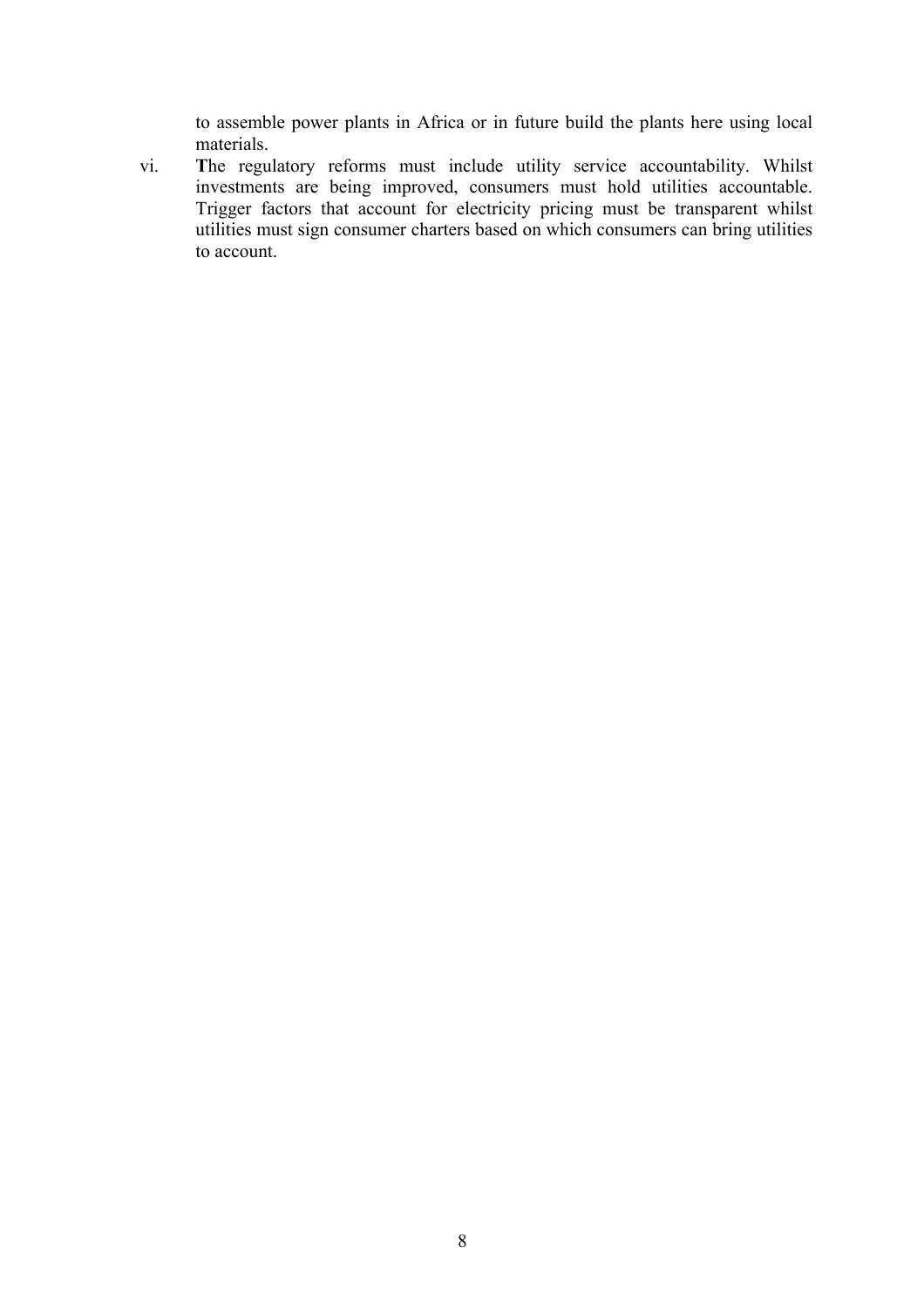to assemble power plants in Africa or in future build the plants here using local materials.

vi. **T**he regulatory reforms must include utility service accountability. Whilst investments are being improved, consumers must hold utilities accountable. Trigger factors that account for electricity pricing must be transparent whilst utilities must sign consumer charters based on which consumers can bring utilities to account.